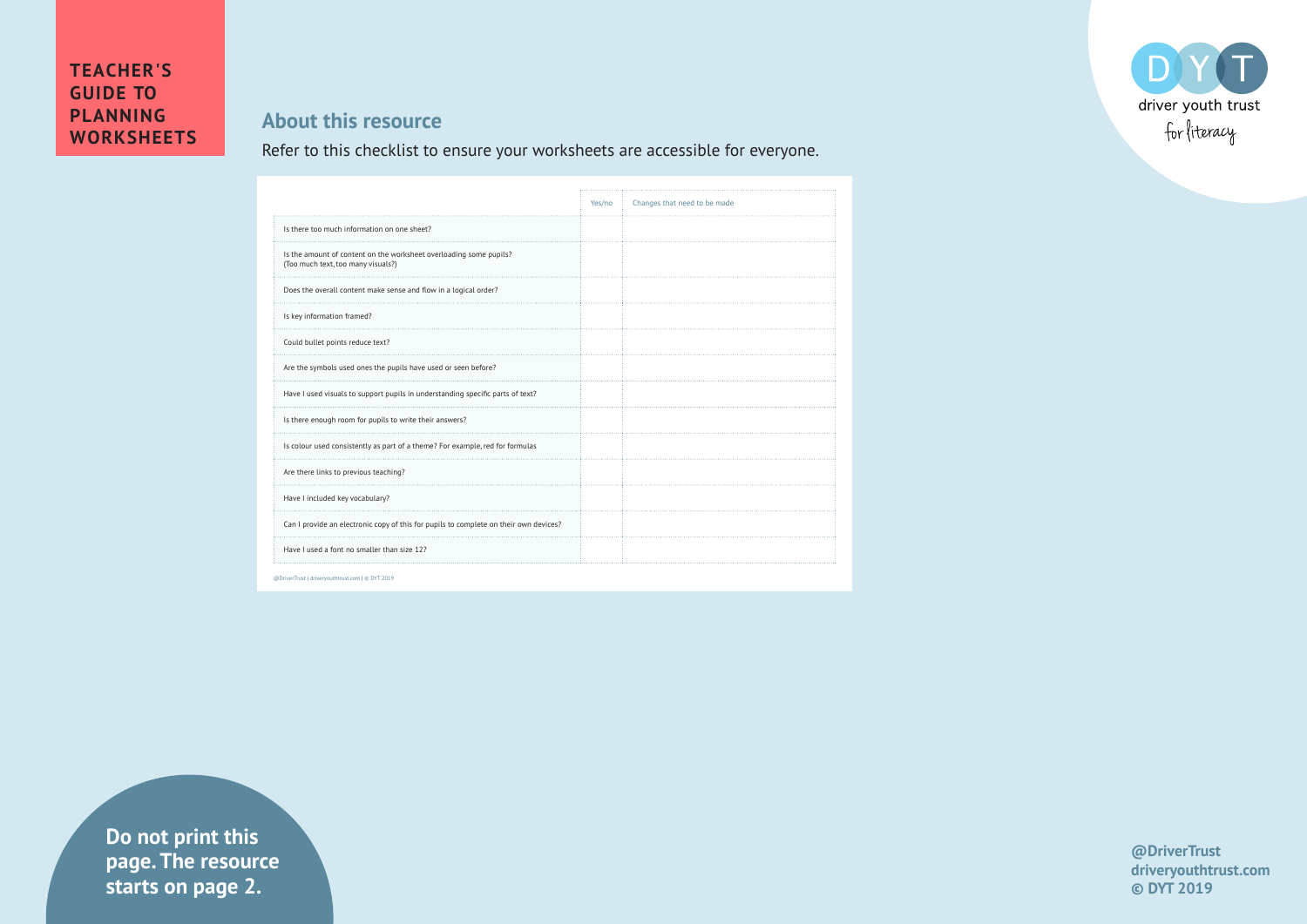# TEACHER'S GUIDE TO PLANNING WORKSHEETS

driver youth trust for literacy

## About this resource

Refer to this checklist to ensure your worksheets are accessible for everyone.

| | Yes/no | Changes that need to be made |
|---|---|---|
| Is there too much information on one sheet? | | |
| Is the amount of content on the worksheet overloading some pupils? (Too much text, too many visuals?) | | |
| Does the overall content make sense and flow in a logical order? | | |
| Is key information framed? | | |
| Could bullet points reduce text? | | |
| Are the symbols used ones the pupils have used or seen before? | | |
| Have I used visuals to support pupils in understanding specific parts of text? | | |
| Is there enough room for pupils to write their answers? | | |
| Is colour used consistently as part of a theme? For example, red for formulas | | |
| Are there links to previous teaching? | | |
| Have I included key vocabulary? | | |
| Can I provide an electronic copy of this for pupils to complete on their own devices? | | |
| Have I used a font no smaller than size 12? | | |

@DriverTrust | driveryouthtrust.com | © DYT 2019

**Do not print this page. The resource starts on page 2.**

**@DriverTrust**
**driveryouthtrust.com**
**© DYT 2019**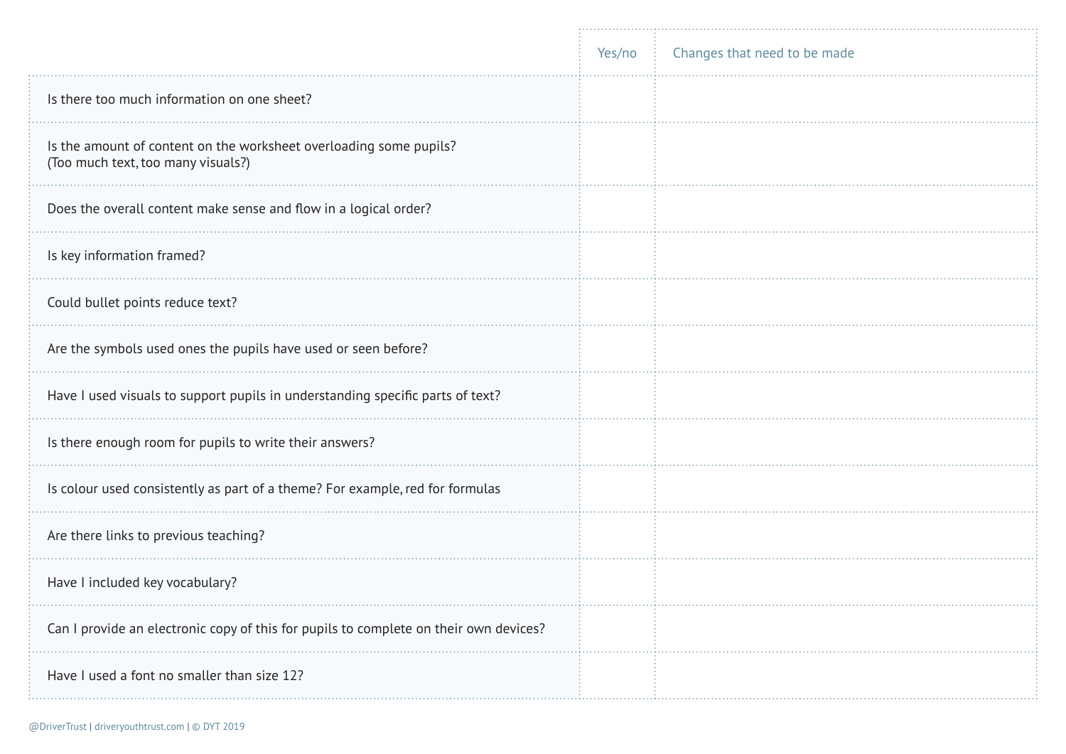| | Yes/no | Changes that need to be made |
|---|---|---|
| Is there too much information on one sheet? | | |
| Is the amount of content on the worksheet overloading some pupils? (Too much text, too many visuals?) | | |
| Does the overall content make sense and flow in a logical order? | | |
| Is key information framed? | | |
| Could bullet points reduce text? | | |
| Are the symbols used ones the pupils have used or seen before? | | |
| Have I used visuals to support pupils in understanding specific parts of text? | | |
| Is there enough room for pupils to write their answers? | | |
| Is colour used consistently as part of a theme? For example, red for formulas | | |
| Are there links to previous teaching? | | |
| Have I included key vocabulary? | | |
| Can I provide an electronic copy of this for pupils to complete on their own devices? | | |
| Have I used a font no smaller than size 12? | | |

@DriverTrust | driveryouthtrust.com | © DYT 2019